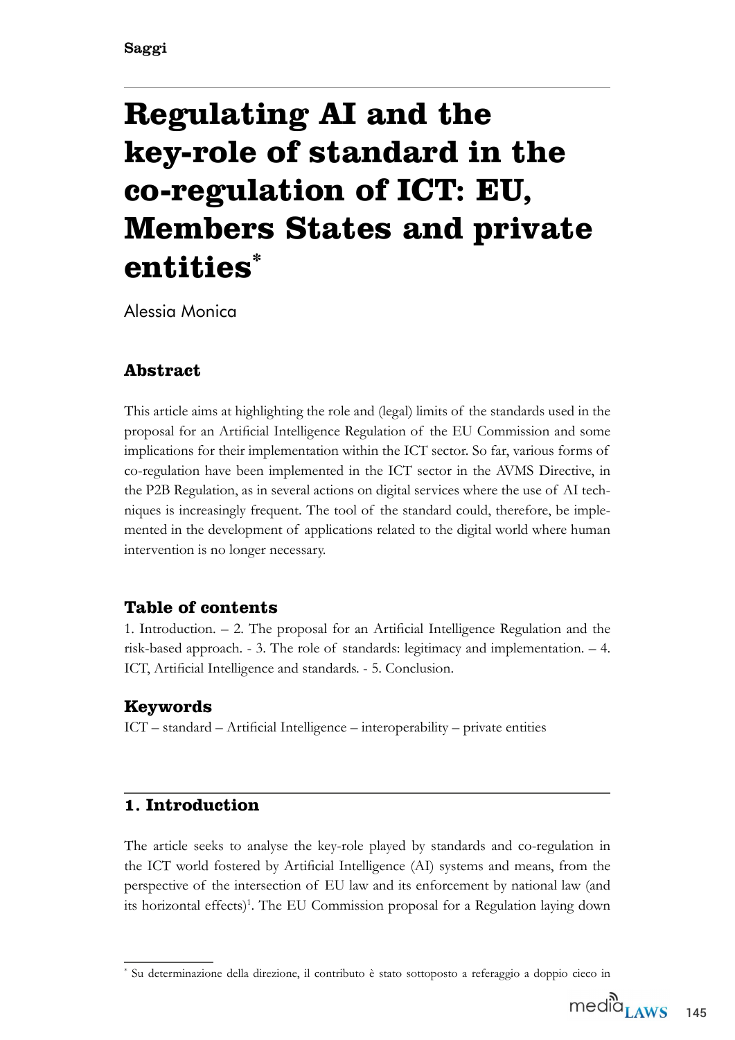Saggi

# Regulating AI and the key-role of standard in the co-regulation of ICT: EU, Members States and private entities*

Alessia Monica

## Abstract

This article aims at highlighting the role and (legal) limits of the standards used in the proposal for an Artificial Intelligence Regulation of the EU Commission and some implications for their implementation within the ICT sector. So far, various forms of co-regulation have been implemented in the ICT sector in the AVMS Directive, in the P2B Regulation, as in several actions on digital services where the use of AI techniques is increasingly frequent. The tool of the standard could, therefore, be implemented in the development of applications related to the digital world where human intervention is no longer necessary.

## Table of contents

1. Introduction. – 2. The proposal for an Artificial Intelligence Regulation and the risk-based approach. - 3. The role of standards: legitimacy and implementation. – 4. ICT, Artificial Intelligence and standards. - 5. Conclusion.

## Keywords

ICT – standard – Artificial Intelligence – interoperability – private entities

## 1. Introduction

The article seeks to analyse the key-role played by standards and co-regulation in the ICT world fostered by Artificial Intelligence (AI) systems and means, from the perspective of the intersection of EU law and its enforcement by national law (and its horizontal effects)[1]. The EU Commission proposal for a Regulation laying down

* Su determinazione della direzione, il contributo è stato sottoposto a referaggio a doppio cieco in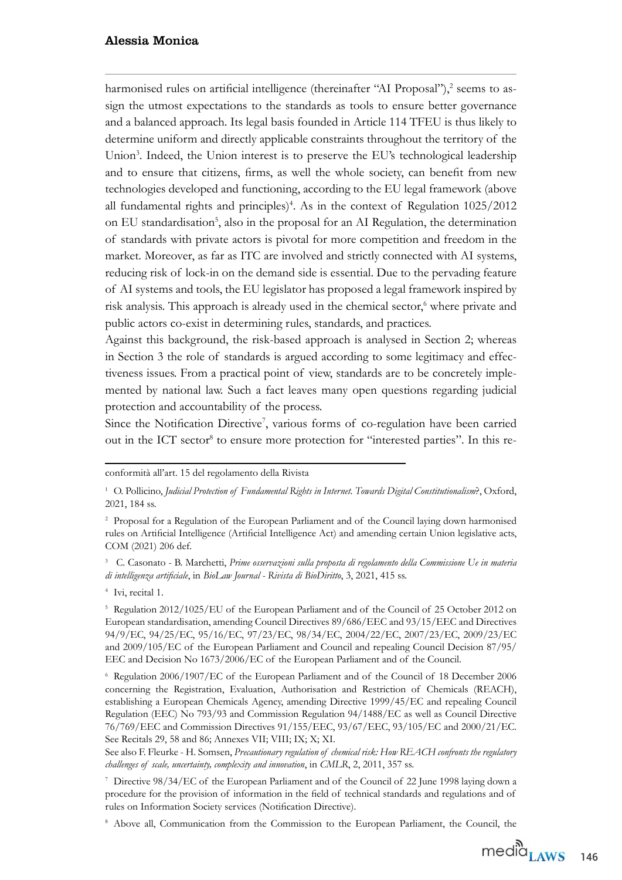harmonised rules on artificial intelligence (thereinafter "AI Proposal"),[2] seems to assign the utmost expectations to the standards as tools to ensure better governance and a balanced approach. Its legal basis founded in Article 114 TFEU is thus likely to determine uniform and directly applicable constraints throughout the territory of the Union[3]. Indeed, the Union interest is to preserve the EU's technological leadership and to ensure that citizens, firms, as well the whole society, can benefit from new technologies developed and functioning, according to the EU legal framework (above all fundamental rights and principles)[4]. As in the context of Regulation 1025/2012 on EU standardisation[5], also in the proposal for an AI Regulation, the determination of standards with private actors is pivotal for more competition and freedom in the market. Moreover, as far as ITC are involved and strictly connected with AI systems, reducing risk of lock-in on the demand side is essential. Due to the pervading feature of AI systems and tools, the EU legislator has proposed a legal framework inspired by risk analysis. This approach is already used in the chemical sector,[6] where private and public actors co-exist in determining rules, standards, and practices.

Against this background, the risk-based approach is analysed in Section 2; whereas in Section 3 the role of standards is argued according to some legitimacy and effectiveness issues. From a practical point of view, standards are to be concretely implemented by national law. Such a fact leaves many open questions regarding judicial protection and accountability of the process.

Since the Notification Directive[7], various forms of co-regulation have been carried out in the ICT sector[8] to ensure more protection for "interested parties". In this re-

---

conformità all'art. 15 del regolamento della Rivista

[1] O. Pollicino, *Judicial Protection of Fundamental Rights in Internet. Towards Digital Constitutionalism*?, Oxford, 2021, 184 ss.

[2] Proposal for a Regulation of the European Parliament and of the Council laying down harmonised rules on Artificial Intelligence (Artificial Intelligence Act) and amending certain Union legislative acts, COM (2021) 206 def.

[3] C. Casonato - B. Marchetti, *Prime osservazioni sulla proposta di regolamento della Commissione Ue in materia di intelligenza artificiale*, in *BioLaw Journal - Rivista di BioDiritto*, 3, 2021, 415 ss.

[4] Ivi, recital 1.

[5] Regulation 2012/1025/EU of the European Parliament and of the Council of 25 October 2012 on European standardisation, amending Council Directives 89/686/EEC and 93/15/EEC and Directives 94/9/EC, 94/25/EC, 95/16/EC, 97/23/EC, 98/34/EC, 2004/22/EC, 2007/23/EC, 2009/23/EC and 2009/105/EC of the European Parliament and Council and repealing Council Decision 87/95/EEC and Decision No 1673/2006/EC of the European Parliament and of the Council.

[6] Regulation 2006/1907/EC of the European Parliament and of the Council of 18 December 2006 concerning the Registration, Evaluation, Authorisation and Restriction of Chemicals (REACH), establishing a European Chemicals Agency, amending Directive 1999/45/EC and repealing Council Regulation (EEC) No 793/93 and Commission Regulation 94/1488/EC as well as Council Directive 76/769/EEC and Commission Directives 91/155/EEC, 93/67/EEC, 93/105/EC and 2000/21/EC. See Recitals 29, 58 and 86; Annexes VII; VIII; IX; X; XI.

See also F. Fleurke - H. Somsen, *Precautionary regulation of chemical risk: How REACH confronts the regulatory challenges of scale, uncertainty, complexity and innovation*, in *CMLR*, 2, 2011, 357 ss.

[7] Directive 98/34/EC of the European Parliament and of the Council of 22 June 1998 laying down a procedure for the provision of information in the field of technical standards and regulations and of rules on Information Society services (Notification Directive).

[8] Above all, Communication from the Commission to the European Parliament, the Council, the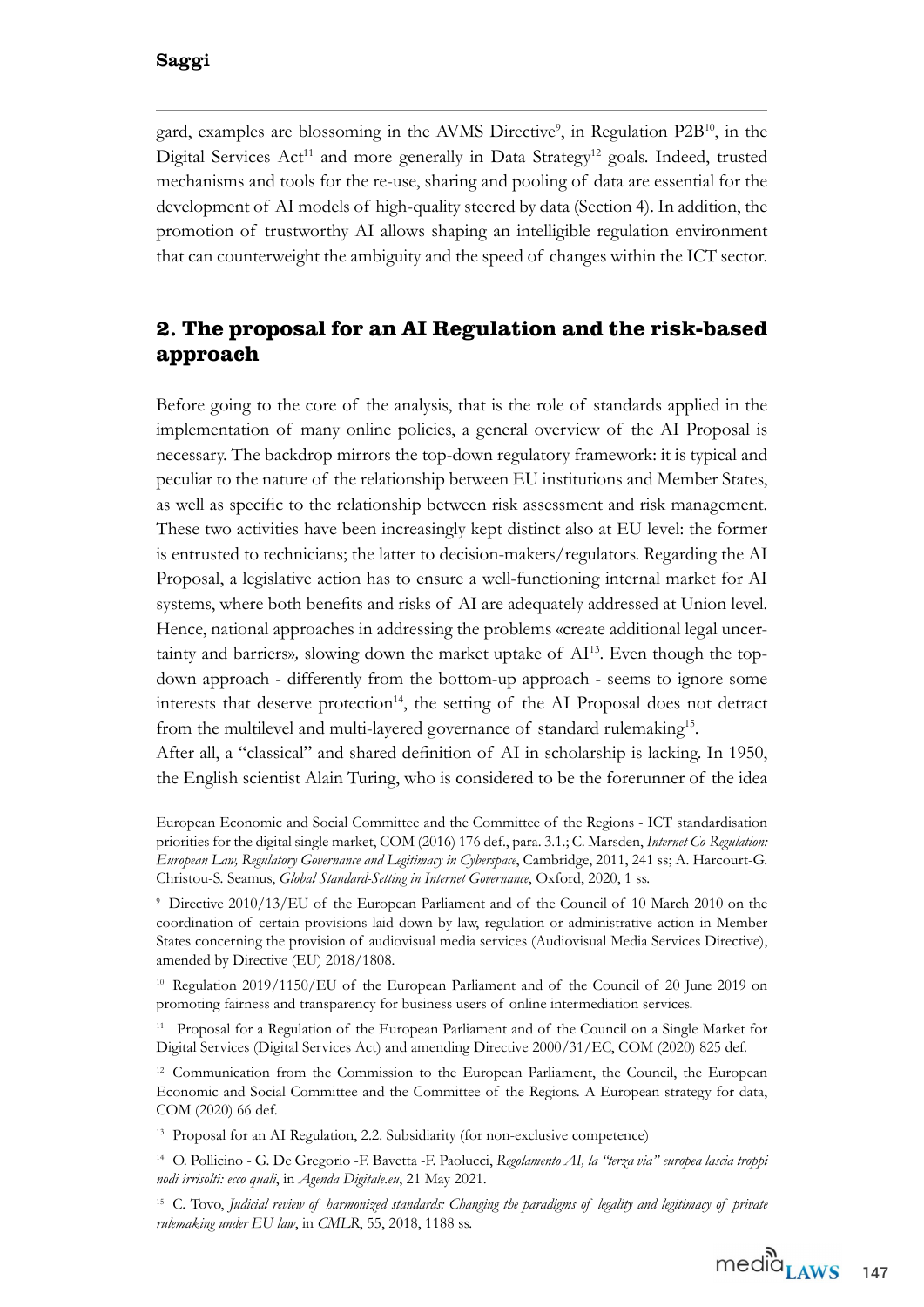gard, examples are blossoming in the AVMS Directive[9], in Regulation P2B[10], in the Digital Services Act[11] and more generally in Data Strategy[12] goals. Indeed, trusted mechanisms and tools for the re-use, sharing and pooling of data are essential for the development of AI models of high-quality steered by data (Section 4). In addition, the promotion of trustworthy AI allows shaping an intelligible regulation environment that can counterweight the ambiguity and the speed of changes within the ICT sector.

## 2. The proposal for an AI Regulation and the risk-based approach

Before going to the core of the analysis, that is the role of standards applied in the implementation of many online policies, a general overview of the AI Proposal is necessary. The backdrop mirrors the top-down regulatory framework: it is typical and peculiar to the nature of the relationship between EU institutions and Member States, as well as specific to the relationship between risk assessment and risk management. These two activities have been increasingly kept distinct also at EU level: the former is entrusted to technicians; the latter to decision-makers/regulators. Regarding the AI Proposal, a legislative action has to ensure a well-functioning internal market for AI systems, where both benefits and risks of AI are adequately addressed at Union level. Hence, national approaches in addressing the problems «create additional legal uncertainty and barriers», slowing down the market uptake of AI[13]. Even though the top-down approach - differently from the bottom-up approach - seems to ignore some interests that deserve protection[14], the setting of the AI Proposal does not detract from the multilevel and multi-layered governance of standard rulemaking[15].

After all, a "classical" and shared definition of AI in scholarship is lacking. In 1950, the English scientist Alain Turing, who is considered to be the forerunner of the idea

---

European Economic and Social Committee and the Committee of the Regions - ICT standardisation priorities for the digital single market, COM (2016) 176 def., para. 3.1.; C. Marsden, *Internet Co-Regulation: European Law, Regulatory Governance and Legitimacy in Cyberspace*, Cambridge, 2011, 241 ss; A. Harcourt-G. Christou-S. Seamus, *Global Standard-Setting in Internet Governance*, Oxford, 2020, 1 ss.

[9] Directive 2010/13/EU of the European Parliament and of the Council of 10 March 2010 on the coordination of certain provisions laid down by law, regulation or administrative action in Member States concerning the provision of audiovisual media services (Audiovisual Media Services Directive), amended by Directive (EU) 2018/1808.

[10] Regulation 2019/1150/EU of the European Parliament and of the Council of 20 June 2019 on promoting fairness and transparency for business users of online intermediation services.

[11] Proposal for a Regulation of the European Parliament and of the Council on a Single Market for Digital Services (Digital Services Act) and amending Directive 2000/31/EC, COM (2020) 825 def.

[12] Communication from the Commission to the European Parliament, the Council, the European Economic and Social Committee and the Committee of the Regions. A European strategy for data, COM (2020) 66 def.

[13] Proposal for an AI Regulation, 2.2. Subsidiarity (for non-exclusive competence)

[14] O. Pollicino - G. De Gregorio -F. Bavetta -F. Paolucci, *Regolamento AI, la "terza via" europea lascia troppi nodi irrisolti: ecco quali*, in *Agenda Digitale.eu*, 21 May 2021.

[15] C. Tovo, *Judicial review of harmonized standards: Changing the paradigms of legality and legitimacy of private rulemaking under EU law*, in *CMLR*, 55, 2018, 1188 ss.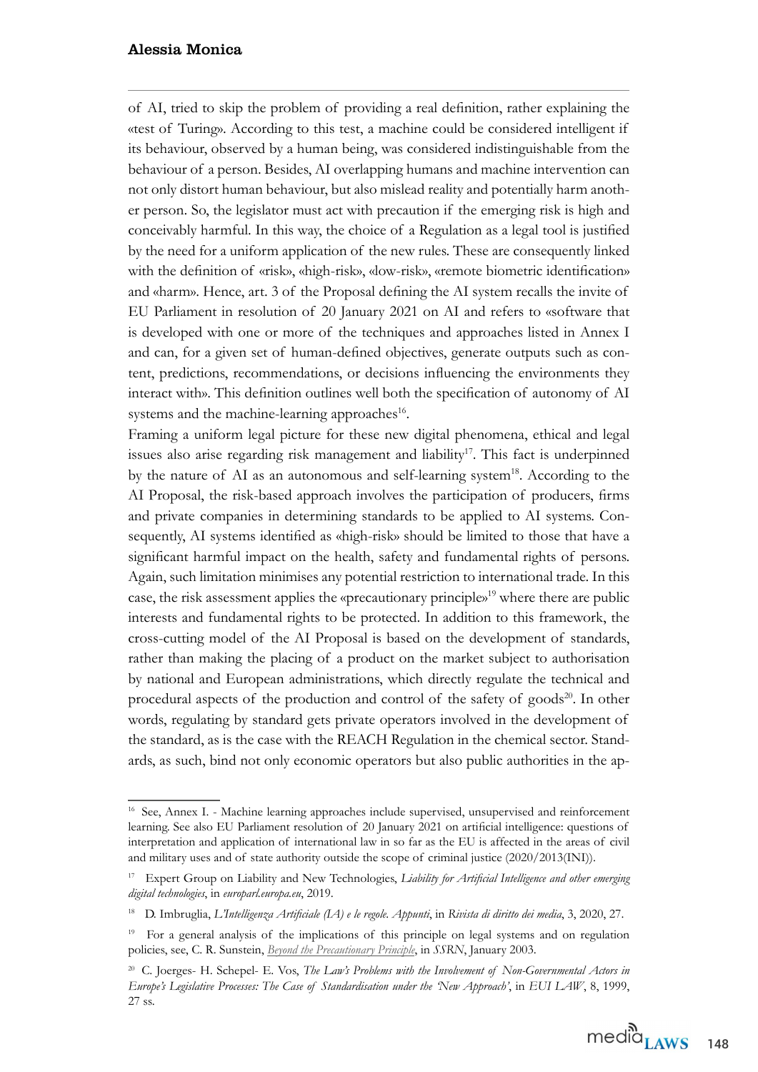of AI, tried to skip the problem of providing a real definition, rather explaining the «test of Turing». According to this test, a machine could be considered intelligent if its behaviour, observed by a human being, was considered indistinguishable from the behaviour of a person. Besides, AI overlapping humans and machine intervention can not only distort human behaviour, but also mislead reality and potentially harm another person. So, the legislator must act with precaution if the emerging risk is high and conceivably harmful. In this way, the choice of a Regulation as a legal tool is justified by the need for a uniform application of the new rules. These are consequently linked with the definition of «risk», «high-risk», «low-risk», «remote biometric identification» and «harm». Hence, art. 3 of the Proposal defining the AI system recalls the invite of EU Parliament in resolution of 20 January 2021 on AI and refers to «software that is developed with one or more of the techniques and approaches listed in Annex I and can, for a given set of human-defined objectives, generate outputs such as content, predictions, recommendations, or decisions influencing the environments they interact with». This definition outlines well both the specification of autonomy of AI systems and the machine-learning approaches[16].

Framing a uniform legal picture for these new digital phenomena, ethical and legal issues also arise regarding risk management and liability[17]. This fact is underpinned by the nature of AI as an autonomous and self-learning system[18]. According to the AI Proposal, the risk-based approach involves the participation of producers, firms and private companies in determining standards to be applied to AI systems. Consequently, AI systems identified as «high-risk» should be limited to those that have a significant harmful impact on the health, safety and fundamental rights of persons. Again, such limitation minimises any potential restriction to international trade. In this case, the risk assessment applies the «precautionary principle»[19] where there are public interests and fundamental rights to be protected. In addition to this framework, the cross-cutting model of the AI Proposal is based on the development of standards, rather than making the placing of a product on the market subject to authorisation by national and European administrations, which directly regulate the technical and procedural aspects of the production and control of the safety of goods[20]. In other words, regulating by standard gets private operators involved in the development of the standard, as is the case with the REACH Regulation in the chemical sector. Standards, as such, bind not only economic operators but also public authorities in the ap-

---

[16] See, Annex I. - Machine learning approaches include supervised, unsupervised and reinforcement learning. See also EU Parliament resolution of 20 January 2021 on artificial intelligence: questions of interpretation and application of international law in so far as the EU is affected in the areas of civil and military uses and of state authority outside the scope of criminal justice (2020/2013(INI)).

[17] Expert Group on Liability and New Technologies, *Liability for Artificial Intelligence and other emerging digital technologies*, in *europarl.europa.eu*, 2019.

[18] D. Imbruglia, *L'Intelligenza Artificiale (IA) e le regole. Appunti*, in *Rivista di diritto dei media*, 3, 2020, 27.

[19] For a general analysis of the implications of this principle on legal systems and on regulation policies, see, C. R. Sunstein, *Beyond the Precautionary Principle*, in *SSRN*, January 2003.

[20] C. Joerges- H. Schepel- E. Vos, *The Law's Problems with the Involvement of Non-Governmental Actors in Europe's Legislative Processes: The Case of Standardisation under the 'New Approach'*, in *EUI LAW*, 8, 1999, 27 ss.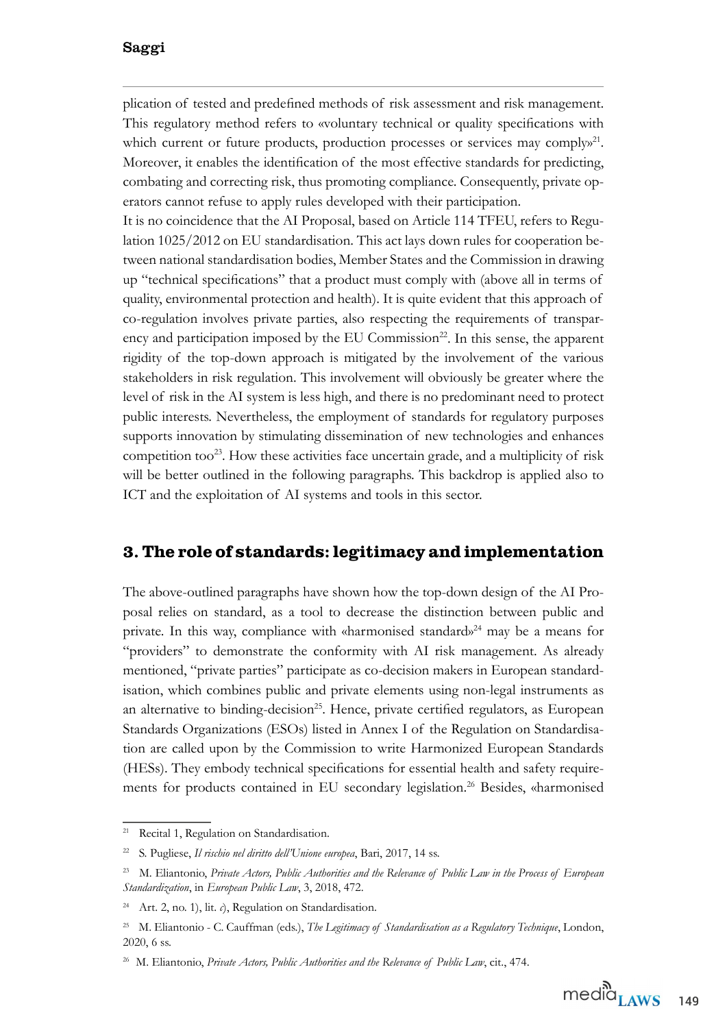plication of tested and predefined methods of risk assessment and risk management. This regulatory method refers to «voluntary technical or quality specifications with which current or future products, production processes or services may comply»[21]. Moreover, it enables the identification of the most effective standards for predicting, combating and correcting risk, thus promoting compliance. Consequently, private operators cannot refuse to apply rules developed with their participation.

It is no coincidence that the AI Proposal, based on Article 114 TFEU, refers to Regulation 1025/2012 on EU standardisation. This act lays down rules for cooperation between national standardisation bodies, Member States and the Commission in drawing up "technical specifications" that a product must comply with (above all in terms of quality, environmental protection and health). It is quite evident that this approach of co-regulation involves private parties, also respecting the requirements of transparency and participation imposed by the EU Commission[22]. In this sense, the apparent rigidity of the top-down approach is mitigated by the involvement of the various stakeholders in risk regulation. This involvement will obviously be greater where the level of risk in the AI system is less high, and there is no predominant need to protect public interests. Nevertheless, the employment of standards for regulatory purposes supports innovation by stimulating dissemination of new technologies and enhances competition too[23]. How these activities face uncertain grade, and a multiplicity of risk will be better outlined in the following paragraphs. This backdrop is applied also to ICT and the exploitation of AI systems and tools in this sector.

## 3. The role of standards: legitimacy and implementation

The above-outlined paragraphs have shown how the top-down design of the AI Proposal relies on standard, as a tool to decrease the distinction between public and private. In this way, compliance with «harmonised standard»[24] may be a means for "providers" to demonstrate the conformity with AI risk management. As already mentioned, "private parties" participate as co-decision makers in European standardisation, which combines public and private elements using non-legal instruments as an alternative to binding-decision[25]. Hence, private certified regulators, as European Standards Organizations (ESOs) listed in Annex I of the Regulation on Standardisation are called upon by the Commission to write Harmonized European Standards (HESs). They embody technical specifications for essential health and safety requirements for products contained in EU secondary legislation.[26] Besides, «harmonised

---

[21] Recital 1, Regulation on Standardisation.

[22] S. Pugliese, *Il rischio nel diritto dell'Unione europea*, Bari, 2017, 14 ss.

[23] M. Eliantonio, *Private Actors, Public Authorities and the Relevance of Public Law in the Process of European Standardization*, in *European Public Law*, 3, 2018, 472.

[24] Art. 2, no. 1), lit. *c*), Regulation on Standardisation.

[25] M. Eliantonio - C. Cauffman (eds.), *The Legitimacy of Standardisation as a Regulatory Technique*, London, 2020, 6 ss.

[26] M. Eliantonio, *Private Actors, Public Authorities and the Relevance of Public Law*, cit., 474.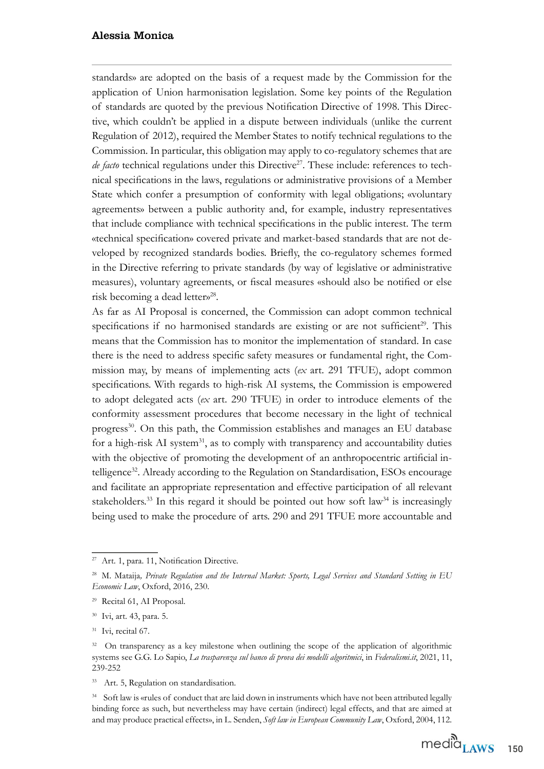standards» are adopted on the basis of a request made by the Commission for the application of Union harmonisation legislation. Some key points of the Regulation of standards are quoted by the previous Notification Directive of 1998. This Directive, which couldn't be applied in a dispute between individuals (unlike the current Regulation of 2012), required the Member States to notify technical regulations to the Commission. In particular, this obligation may apply to co-regulatory schemes that are *de facto* technical regulations under this Directive[27]. These include: references to technical specifications in the laws, regulations or administrative provisions of a Member State which confer a presumption of conformity with legal obligations; «voluntary agreements» between a public authority and, for example, industry representatives that include compliance with technical specifications in the public interest. The term «technical specification» covered private and market-based standards that are not developed by recognized standards bodies. Briefly, the co-regulatory schemes formed in the Directive referring to private standards (by way of legislative or administrative measures), voluntary agreements, or fiscal measures «should also be notified or else risk becoming a dead letter»[28].

As far as AI Proposal is concerned, the Commission can adopt common technical specifications if no harmonised standards are existing or are not sufficient[29]. This means that the Commission has to monitor the implementation of standard. In case there is the need to address specific safety measures or fundamental right, the Commission may, by means of implementing acts (*ex* art. 291 TFUE), adopt common specifications. With regards to high-risk AI systems, the Commission is empowered to adopt delegated acts (*ex* art. 290 TFUE) in order to introduce elements of the conformity assessment procedures that become necessary in the light of technical progress[30]. On this path, the Commission establishes and manages an EU database for a high-risk AI system[31], as to comply with transparency and accountability duties with the objective of promoting the development of an anthropocentric artificial intelligence[32]. Already according to the Regulation on Standardisation, ESOs encourage and facilitate an appropriate representation and effective participation of all relevant stakeholders.[33] In this regard it should be pointed out how soft law[34] is increasingly being used to make the procedure of arts. 290 and 291 TFUE more accountable and

---

[27] Art. 1, para. 11, Notification Directive.

[28] M. Mataija, *Private Regulation and the Internal Market: Sports, Legal Services and Standard Setting in EU Economic Law*, Oxford, 2016, 230.

[29] Recital 61, AI Proposal.

[30] Ivi, art. 43, para. 5.

[31] Ivi, recital 67.

[32] On transparency as a key milestone when outlining the scope of the application of algorithmic systems see G.G. Lo Sapio, *La trasparenza sul banco di prova dei modelli algoritmici*, in *Federalismi.it*, 2021, 11, 239-252

[33] Art. 5, Regulation on standardisation.

[34] Soft law is «rules of conduct that are laid down in instruments which have not been attributed legally binding force as such, but nevertheless may have certain (indirect) legal effects, and that are aimed at and may produce practical effects», in L. Senden, *Soft law in European Community Law*, Oxford, 2004, 112.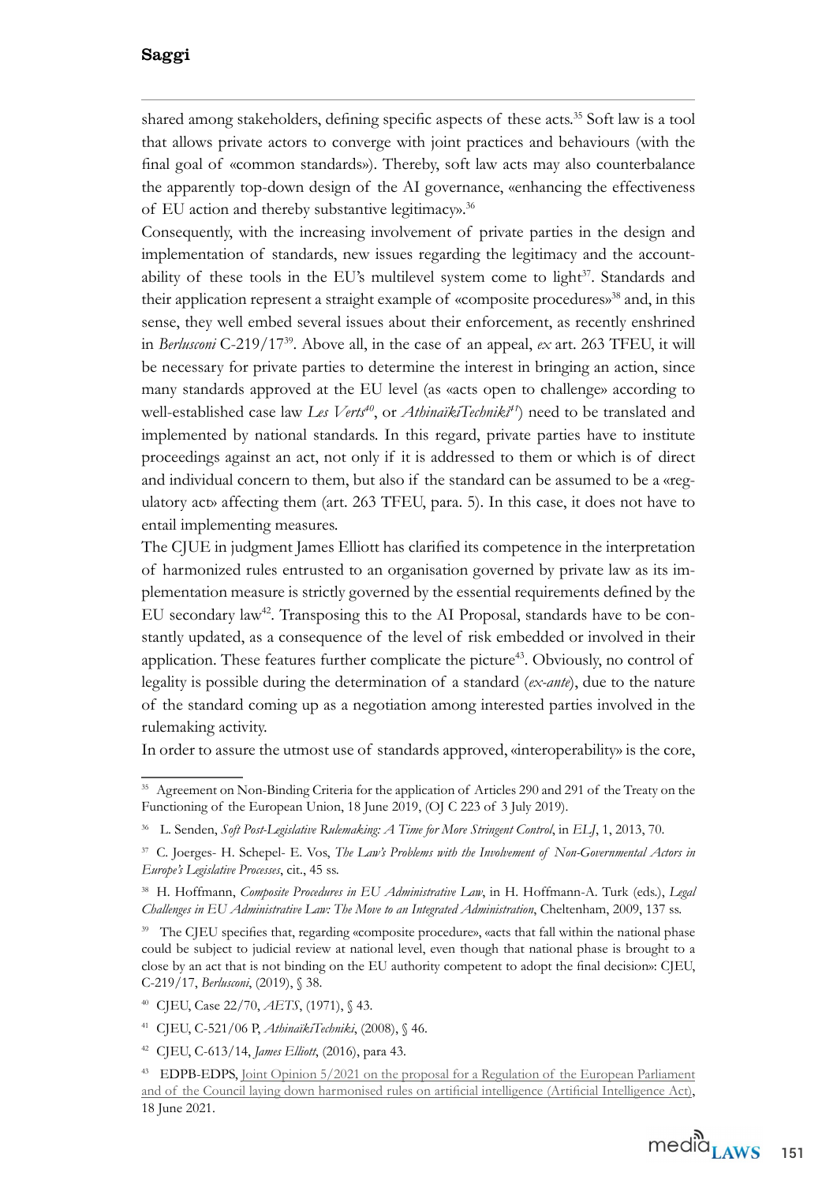shared among stakeholders, defining specific aspects of these acts.[35] Soft law is a tool that allows private actors to converge with joint practices and behaviours (with the final goal of «common standards»). Thereby, soft law acts may also counterbalance the apparently top-down design of the AI governance, «enhancing the effectiveness of EU action and thereby substantive legitimacy».[36]

Consequently, with the increasing involvement of private parties in the design and implementation of standards, new issues regarding the legitimacy and the accountability of these tools in the EU's multilevel system come to light[37]. Standards and their application represent a straight example of «composite procedures»[38] and, in this sense, they well embed several issues about their enforcement, as recently enshrined in *Berlusconi* C-219/17[39]. Above all, in the case of an appeal, *ex* art. 263 TFEU, it will be necessary for private parties to determine the interest in bringing an action, since many standards approved at the EU level (as «acts open to challenge» according to well-established case law *Les Verts*[40], or *AthinaïkiTechniki*[41]) need to be translated and implemented by national standards. In this regard, private parties have to institute proceedings against an act, not only if it is addressed to them or which is of direct and individual concern to them, but also if the standard can be assumed to be a «regulatory act» affecting them (art. 263 TFEU, para. 5). In this case, it does not have to entail implementing measures.

The CJUE in judgment James Elliott has clarified its competence in the interpretation of harmonized rules entrusted to an organisation governed by private law as its implementation measure is strictly governed by the essential requirements defined by the EU secondary law[42]. Transposing this to the AI Proposal, standards have to be constantly updated, as a consequence of the level of risk embedded or involved in their application. These features further complicate the picture[43]. Obviously, no control of legality is possible during the determination of a standard (*ex-ante*), due to the nature of the standard coming up as a negotiation among interested parties involved in the rulemaking activity.

In order to assure the utmost use of standards approved, «interoperability» is the core,

---

[35] Agreement on Non-Binding Criteria for the application of Articles 290 and 291 of the Treaty on the Functioning of the European Union, 18 June 2019, (OJ C 223 of 3 July 2019).

[36] L. Senden, *Soft Post-Legislative Rulemaking: A Time for More Stringent Control*, in *ELJ*, 1, 2013, 70.

[37] C. Joerges- H. Schepel- E. Vos, *The Law's Problems with the Involvement of Non-Governmental Actors in Europe's Legislative Processes*, cit., 45 ss.

[38] H. Hoffmann, *Composite Procedures in EU Administrative Law*, in H. Hoffmann-A. Turk (eds.), *Legal Challenges in EU Administrative Law: The Move to an Integrated Administration*, Cheltenham, 2009, 137 ss.

[39] The CJEU specifies that, regarding «composite procedure», «acts that fall within the national phase could be subject to judicial review at national level, even though that national phase is brought to a close by an act that is not binding on the EU authority competent to adopt the final decision»: CJEU, C-219/17, *Berlusconi*, (2019), § 38.

[40] CJEU, Case 22/70, *AETS*, (1971), § 43.

[41] CJEU, C-521/06 P, *AthinaïkiTechniki*, (2008), § 46.

[42] CJEU, C-613/14, *James Elliott*, (2016), para 43.

[43] EDPB-EDPS, Joint Opinion 5/2021 on the proposal for a Regulation of the European Parliament and of the Council laying down harmonised rules on artificial intelligence (Artificial Intelligence Act), 18 June 2021.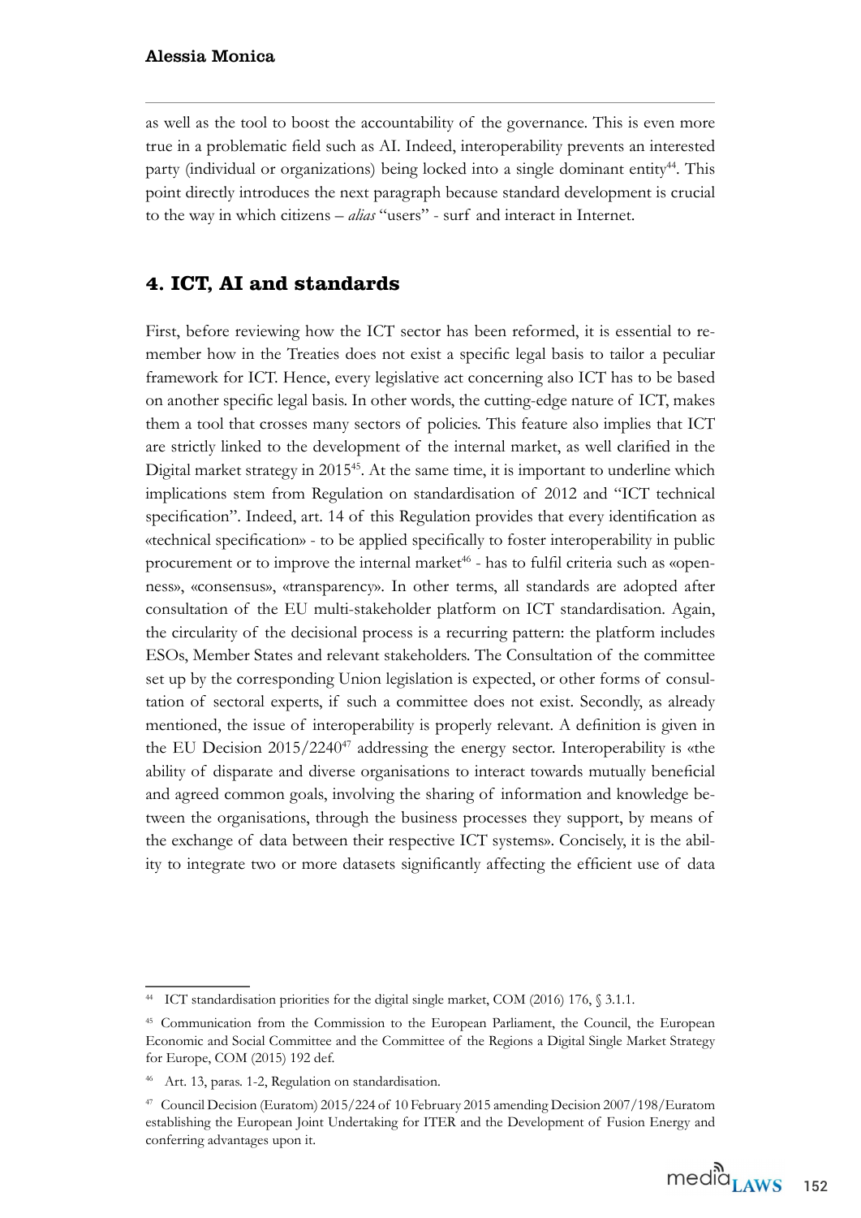as well as the tool to boost the accountability of the governance. This is even more true in a problematic field such as AI. Indeed, interoperability prevents an interested party (individual or organizations) being locked into a single dominant entity[44]. This point directly introduces the next paragraph because standard development is crucial to the way in which citizens – *alias* "users" - surf and interact in Internet.

## 4. ICT, AI and standards

First, before reviewing how the ICT sector has been reformed, it is essential to remember how in the Treaties does not exist a specific legal basis to tailor a peculiar framework for ICT. Hence, every legislative act concerning also ICT has to be based on another specific legal basis. In other words, the cutting-edge nature of ICT, makes them a tool that crosses many sectors of policies. This feature also implies that ICT are strictly linked to the development of the internal market, as well clarified in the Digital market strategy in 2015[45]. At the same time, it is important to underline which implications stem from Regulation on standardisation of 2012 and "ICT technical specification". Indeed, art. 14 of this Regulation provides that every identification as «technical specification» - to be applied specifically to foster interoperability in public procurement or to improve the internal market[46] - has to fulfil criteria such as «openness», «consensus», «transparency». In other terms, all standards are adopted after consultation of the EU multi-stakeholder platform on ICT standardisation. Again, the circularity of the decisional process is a recurring pattern: the platform includes ESOs, Member States and relevant stakeholders. The Consultation of the committee set up by the corresponding Union legislation is expected, or other forms of consultation of sectoral experts, if such a committee does not exist. Secondly, as already mentioned, the issue of interoperability is properly relevant. A definition is given in the EU Decision 2015/2240[47] addressing the energy sector. Interoperability is «the ability of disparate and diverse organisations to interact towards mutually beneficial and agreed common goals, involving the sharing of information and knowledge between the organisations, through the business processes they support, by means of the exchange of data between their respective ICT systems». Concisely, it is the ability to integrate two or more datasets significantly affecting the efficient use of data

---

[44] ICT standardisation priorities for the digital single market, COM (2016) 176, § 3.1.1.

[45] Communication from the Commission to the European Parliament, the Council, the European Economic and Social Committee and the Committee of the Regions a Digital Single Market Strategy for Europe, COM (2015) 192 def.

[46] Art. 13, paras. 1-2, Regulation on standardisation.

[47] Council Decision (Euratom) 2015/224 of 10 February 2015 amending Decision 2007/198/Euratom establishing the European Joint Undertaking for ITER and the Development of Fusion Energy and conferring advantages upon it.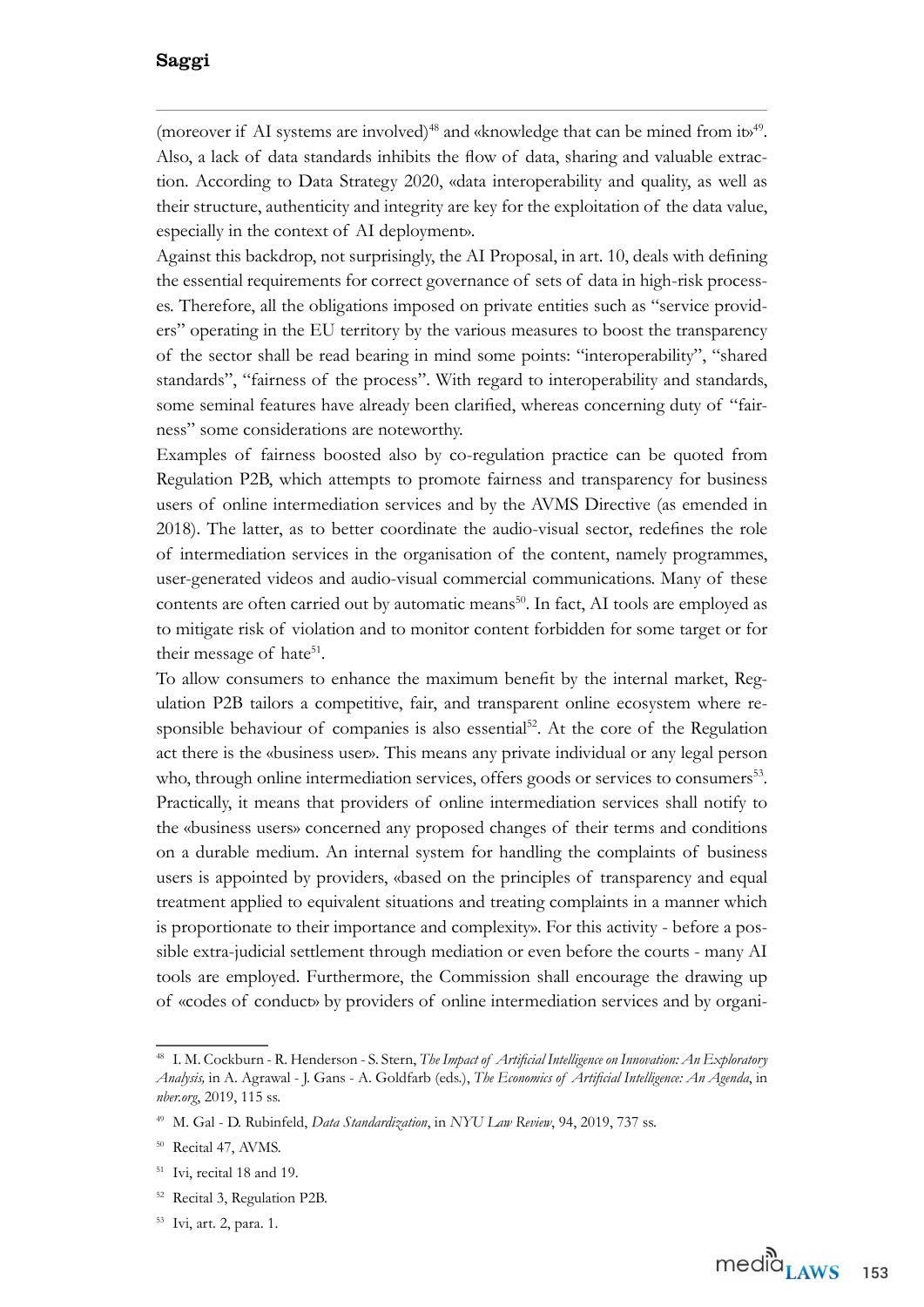(moreover if AI systems are involved)[48] and «knowledge that can be mined from it»[49]. Also, a lack of data standards inhibits the flow of data, sharing and valuable extraction. According to Data Strategy 2020, «data interoperability and quality, as well as their structure, authenticity and integrity are key for the exploitation of the data value, especially in the context of AI deployment».

Against this backdrop, not surprisingly, the AI Proposal, in art. 10, deals with defining the essential requirements for correct governance of sets of data in high-risk processes. Therefore, all the obligations imposed on private entities such as "service providers" operating in the EU territory by the various measures to boost the transparency of the sector shall be read bearing in mind some points: "interoperability", "shared standards", "fairness of the process". With regard to interoperability and standards, some seminal features have already been clarified, whereas concerning duty of "fairness" some considerations are noteworthy.

Examples of fairness boosted also by co-regulation practice can be quoted from Regulation P2B, which attempts to promote fairness and transparency for business users of online intermediation services and by the AVMS Directive (as emended in 2018). The latter, as to better coordinate the audio-visual sector, redefines the role of intermediation services in the organisation of the content, namely programmes, user-generated videos and audio-visual commercial communications. Many of these contents are often carried out by automatic means[50]. In fact, AI tools are employed as to mitigate risk of violation and to monitor content forbidden for some target or for their message of hate[51].

To allow consumers to enhance the maximum benefit by the internal market, Regulation P2B tailors a competitive, fair, and transparent online ecosystem where responsible behaviour of companies is also essential[52]. At the core of the Regulation act there is the «business user». This means any private individual or any legal person who, through online intermediation services, offers goods or services to consumers[53]. Practically, it means that providers of online intermediation services shall notify to the «business users» concerned any proposed changes of their terms and conditions on a durable medium. An internal system for handling the complaints of business users is appointed by providers, «based on the principles of transparency and equal treatment applied to equivalent situations and treating complaints in a manner which is proportionate to their importance and complexity». For this activity - before a possible extra-judicial settlement through mediation or even before the courts - many AI tools are employed. Furthermore, the Commission shall encourage the drawing up of «codes of conduct» by providers of online intermediation services and by organi-

---

[48] I. M. Cockburn - R. Henderson - S. Stern, *The Impact of Artificial Intelligence on Innovation: An Exploratory Analysis,* in A. Agrawal - J. Gans - A. Goldfarb (eds.), *The Economics of Artificial Intelligence: An Agenda*, in *nber.org*, 2019, 115 ss.

[49] M. Gal - D. Rubinfeld, *Data Standardization*, in *NYU Law Review*, 94, 2019, 737 ss.

[50] Recital 47, AVMS.

[51] Ivi, recital 18 and 19.

[52] Recital 3, Regulation P2B.

[53] Ivi, art. 2, para. 1.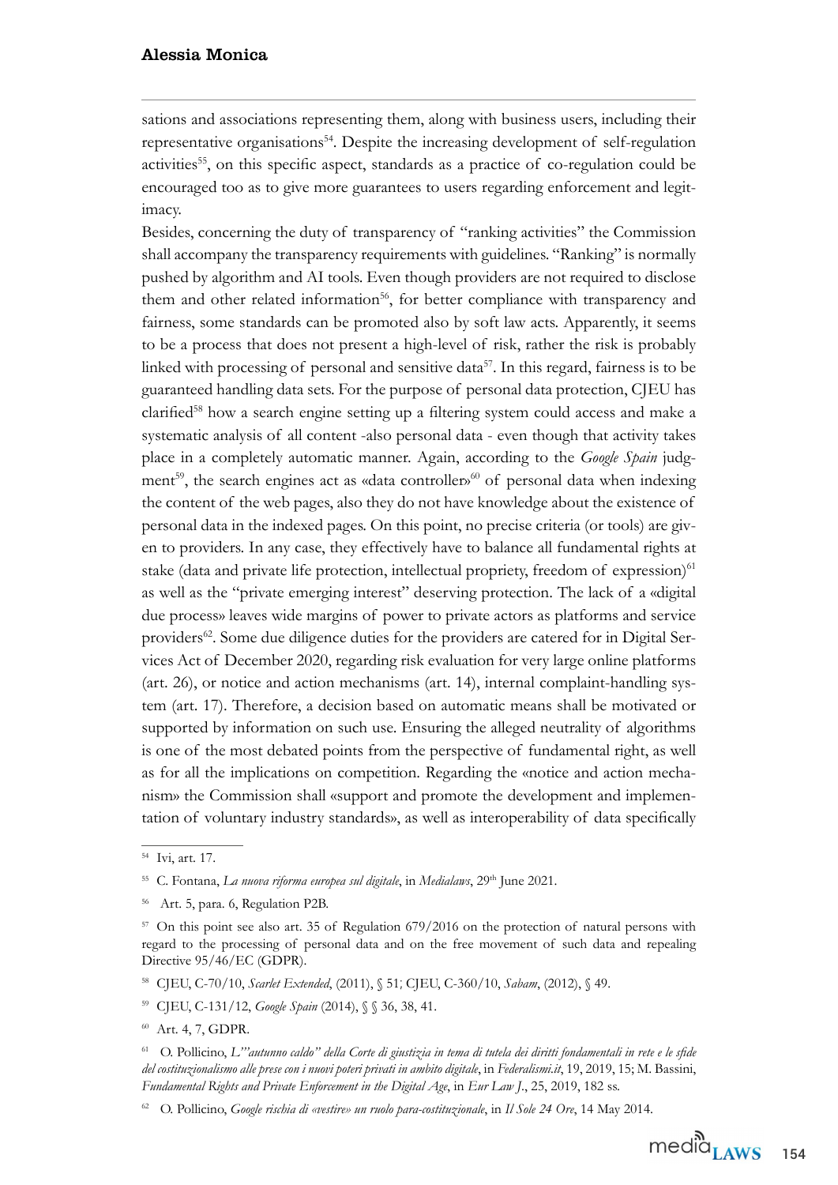sations and associations representing them, along with business users, including their representative organisations[54]. Despite the increasing development of self-regulation activities[55], on this specific aspect, standards as a practice of co-regulation could be encouraged too as to give more guarantees to users regarding enforcement and legitimacy.

Besides, concerning the duty of transparency of "ranking activities" the Commission shall accompany the transparency requirements with guidelines. "Ranking" is normally pushed by algorithm and AI tools. Even though providers are not required to disclose them and other related information[56], for better compliance with transparency and fairness, some standards can be promoted also by soft law acts. Apparently, it seems to be a process that does not present a high-level of risk, rather the risk is probably linked with processing of personal and sensitive data[57]. In this regard, fairness is to be guaranteed handling data sets. For the purpose of personal data protection, CJEU has clarified[58] how a search engine setting up a filtering system could access and make a systematic analysis of all content -also personal data - even though that activity takes place in a completely automatic manner. Again, according to the *Google Spain* judgment[59], the search engines act as «data controller»[60] of personal data when indexing the content of the web pages, also they do not have knowledge about the existence of personal data in the indexed pages. On this point, no precise criteria (or tools) are given to providers. In any case, they effectively have to balance all fundamental rights at stake (data and private life protection, intellectual propriety, freedom of expression)[61] as well as the "private emerging interest" deserving protection. The lack of a «digital due process» leaves wide margins of power to private actors as platforms and service providers[62]. Some due diligence duties for the providers are catered for in Digital Services Act of December 2020, regarding risk evaluation for very large online platforms (art. 26), or notice and action mechanisms (art. 14), internal complaint-handling system (art. 17). Therefore, a decision based on automatic means shall be motivated or supported by information on such use. Ensuring the alleged neutrality of algorithms is one of the most debated points from the perspective of fundamental right, as well as for all the implications on competition. Regarding the «notice and action mechanism» the Commission shall «support and promote the development and implementation of voluntary industry standards», as well as interoperability of data specifically

---

[54] Ivi, art. 17.

[55] C. Fontana, *La nuova riforma europea sul digitale*, in *Medialaws*, 29th June 2021.

[56] Art. 5, para. 6, Regulation P2B.

[57] On this point see also art. 35 of Regulation 679/2016 on the protection of natural persons with regard to the processing of personal data and on the free movement of such data and repealing Directive 95/46/EC (GDPR).

[58] CJEU, C-70/10, *Scarlet Extended*, (2011), § 51; CJEU, C-360/10, *Sabam*, (2012), § 49.

[59] CJEU, C-131/12, *Google Spain* (2014), § § 36, 38, 41.

[60] Art. 4, 7, GDPR.

[61] O. Pollicino, *L'"autunno caldo" della Corte di giustizia in tema di tutela dei diritti fondamentali in rete e le sfide del costituzionalismo alle prese con i nuovi poteri privati in ambito digitale*, in *Federalismi.it*, 19, 2019, 15; M. Bassini, *Fundamental Rights and Private Enforcement in the Digital Age*, in *Eur Law J*., 25, 2019, 182 ss.

[62] O. Pollicino, *Google rischia di «vestire» un ruolo para-costituzionale*, in *Il Sole 24 Ore*, 14 May 2014.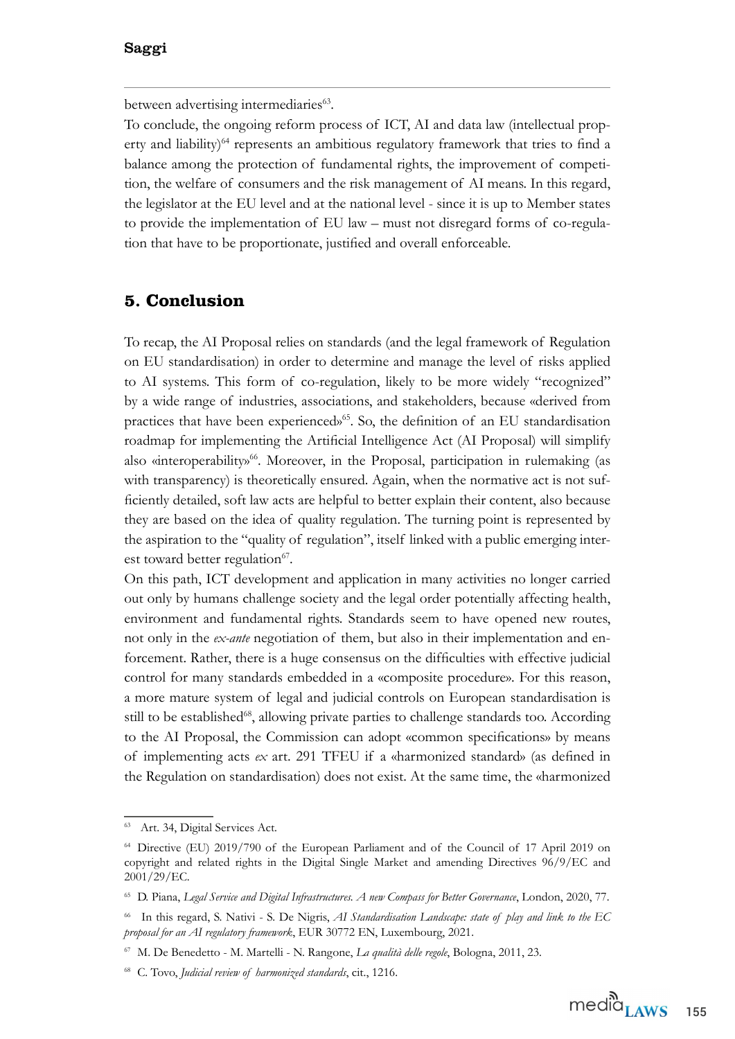between advertising intermediaries[63].

To conclude, the ongoing reform process of ICT, AI and data law (intellectual property and liability)[64] represents an ambitious regulatory framework that tries to find a balance among the protection of fundamental rights, the improvement of competition, the welfare of consumers and the risk management of AI means. In this regard, the legislator at the EU level and at the national level - since it is up to Member states to provide the implementation of EU law – must not disregard forms of co-regulation that have to be proportionate, justified and overall enforceable.

## 5. Conclusion

To recap, the AI Proposal relies on standards (and the legal framework of Regulation on EU standardisation) in order to determine and manage the level of risks applied to AI systems. This form of co-regulation, likely to be more widely "recognized" by a wide range of industries, associations, and stakeholders, because «derived from practices that have been experienced»[65]. So, the definition of an EU standardisation roadmap for implementing the Artificial Intelligence Act (AI Proposal) will simplify also «interoperability»[66]. Moreover, in the Proposal, participation in rulemaking (as with transparency) is theoretically ensured. Again, when the normative act is not sufficiently detailed, soft law acts are helpful to better explain their content, also because they are based on the idea of quality regulation. The turning point is represented by the aspiration to the "quality of regulation", itself linked with a public emerging interest toward better regulation[67].

On this path, ICT development and application in many activities no longer carried out only by humans challenge society and the legal order potentially affecting health, environment and fundamental rights. Standards seem to have opened new routes, not only in the *ex-ante* negotiation of them, but also in their implementation and enforcement. Rather, there is a huge consensus on the difficulties with effective judicial control for many standards embedded in a «composite procedure». For this reason, a more mature system of legal and judicial controls on European standardisation is still to be established[68], allowing private parties to challenge standards too. According to the AI Proposal, the Commission can adopt «common specifications» by means of implementing acts *ex* art. 291 TFEU if a «harmonized standard» (as defined in the Regulation on standardisation) does not exist. At the same time, the «harmonized

---

[63] Art. 34, Digital Services Act.

[64] Directive (EU) 2019/790 of the European Parliament and of the Council of 17 April 2019 on copyright and related rights in the Digital Single Market and amending Directives 96/9/EC and 2001/29/EC.

[65] D. Piana, *Legal Service and Digital Infrastructures. A new Compass for Better Governance*, London, 2020, 77.

[66] In this regard, S. Nativi - S. De Nigris, *AI Standardisation Landscape: state of play and link to the EC proposal for an AI regulatory framework*, EUR 30772 EN, Luxembourg, 2021.

[67] M. De Benedetto - M. Martelli - N. Rangone, *La qualità delle regole*, Bologna, 2011, 23.

[68] C. Tovo, *Judicial review of harmonized standards*, cit., 1216.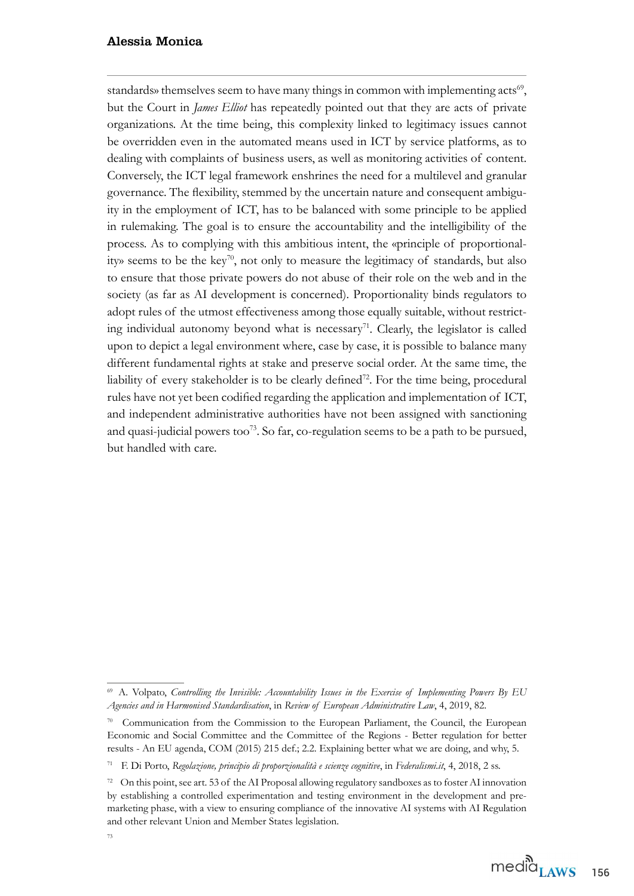standards» themselves seem to have many things in common with implementing acts[69], but the Court in *James Elliot* has repeatedly pointed out that they are acts of private organizations. At the time being, this complexity linked to legitimacy issues cannot be overridden even in the automated means used in ICT by service platforms, as to dealing with complaints of business users, as well as monitoring activities of content. Conversely, the ICT legal framework enshrines the need for a multilevel and granular governance. The flexibility, stemmed by the uncertain nature and consequent ambiguity in the employment of ICT, has to be balanced with some principle to be applied in rulemaking. The goal is to ensure the accountability and the intelligibility of the process. As to complying with this ambitious intent, the «principle of proportionality» seems to be the key[70], not only to measure the legitimacy of standards, but also to ensure that those private powers do not abuse of their role on the web and in the society (as far as AI development is concerned). Proportionality binds regulators to adopt rules of the utmost effectiveness among those equally suitable, without restricting individual autonomy beyond what is necessary[71]. Clearly, the legislator is called upon to depict a legal environment where, case by case, it is possible to balance many different fundamental rights at stake and preserve social order. At the same time, the liability of every stakeholder is to be clearly defined[72]. For the time being, procedural rules have not yet been codified regarding the application and implementation of ICT, and independent administrative authorities have not been assigned with sanctioning and quasi-judicial powers too[73]. So far, co-regulation seems to be a path to be pursued, but handled with care.

---

[69] A. Volpato, *Controlling the Invisible: Accountability Issues in the Exercise of Implementing Powers By EU Agencies and in Harmonised Standardisation*, in *Review of European Administrative Law*, 4, 2019, 82.

[70] Communication from the Commission to the European Parliament, the Council, the European Economic and Social Committee and the Committee of the Regions - Better regulation for better results - An EU agenda, COM (2015) 215 def.; 2.2. Explaining better what we are doing, and why, 5.

[71] F. Di Porto, *Regolazione, principio di proporzionalità e scienze cognitive*, in *Federalismi.it*, 4, 2018, 2 ss.

[72] On this point, see art. 53 of the AI Proposal allowing regulatory sandboxes as to foster AI innovation by establishing a controlled experimentation and testing environment in the development and pre-marketing phase, with a view to ensuring compliance of the innovative AI systems with AI Regulation and other relevant Union and Member States legislation.

[73]